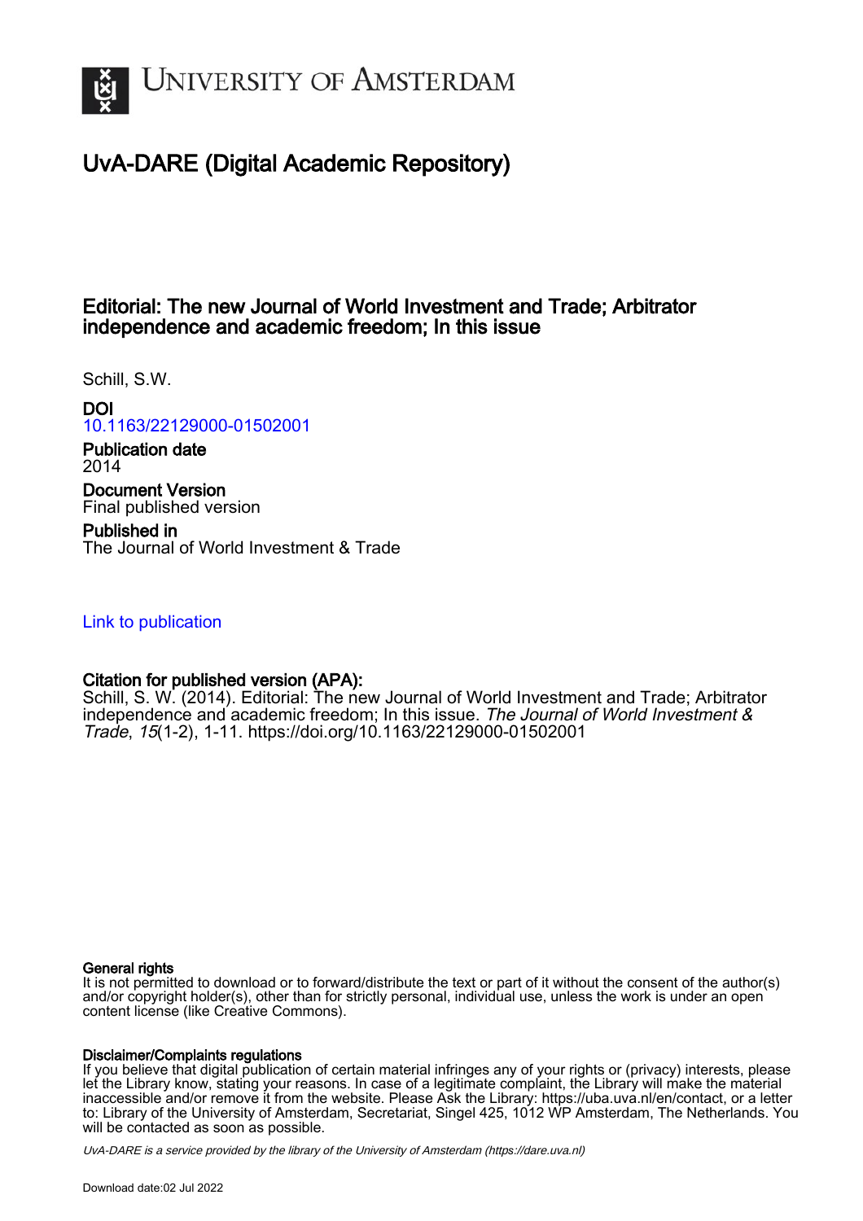# UNIVERSITY OF AMSTERDAM

## UvA-DARE (Digital Academic Repository)

### Editorial: The new Journal of World Investment and Trade; Arbitrator independence and academic freedom; In this issue

Schill, S.W.

**DOI**
10.1163/22129000-01502001

**Publication date**
2014

**Document Version**
Final published version

**Published in**
The Journal of World Investment & Trade

Link to publication

**Citation for published version (APA):**
Schill, S. W. (2014). Editorial: The new Journal of World Investment and Trade; Arbitrator independence and academic freedom; In this issue. *The Journal of World Investment & Trade*, *15*(1-2), 1-11. https://doi.org/10.1163/22129000-01502001

**General rights**
It is not permitted to download or to forward/distribute the text or part of it without the consent of the author(s) and/or copyright holder(s), other than for strictly personal, individual use, unless the work is under an open content license (like Creative Commons).

**Disclaimer/Complaints regulations**
If you believe that digital publication of certain material infringes any of your rights or (privacy) interests, please let the Library know, stating your reasons. In case of a legitimate complaint, the Library will make the material inaccessible and/or remove it from the website. Please Ask the Library: https://uba.uva.nl/en/contact, or a letter to: Library of the University of Amsterdam, Secretariat, Singel 425, 1012 WP Amsterdam, The Netherlands. You will be contacted as soon as possible.

*UvA-DARE is a service provided by the library of the University of Amsterdam (https://dare.uva.nl)*

Download date:02 Jul 2022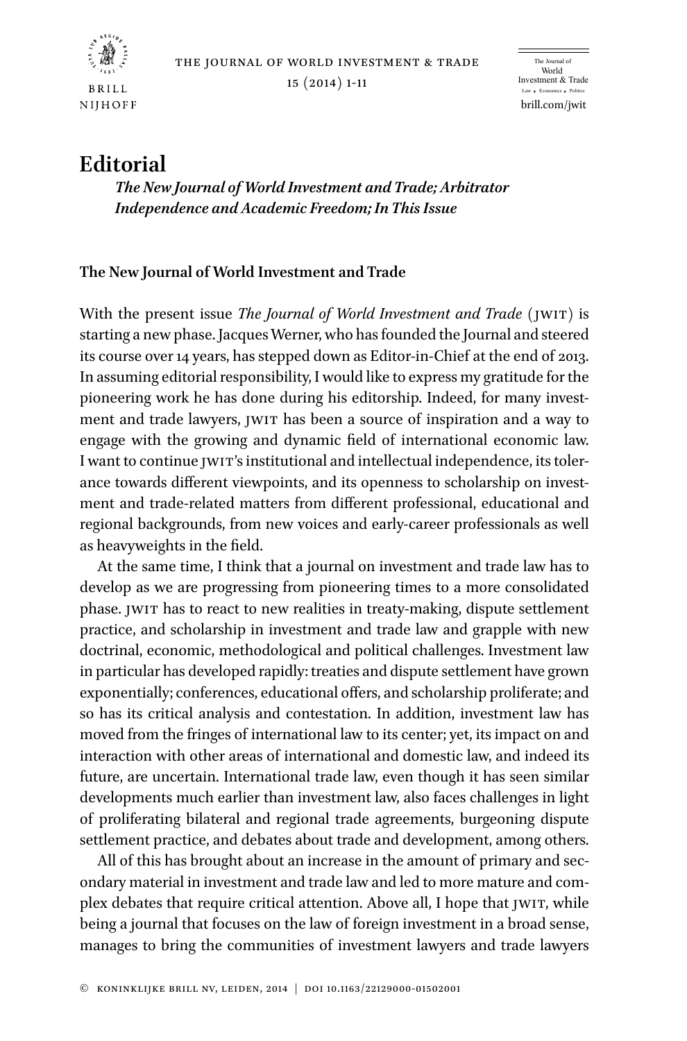# Editorial

***The New Journal of World Investment and Trade; Arbitrator Independence and Academic Freedom; In This Issue***

## The New Journal of World Investment and Trade

With the present issue *The Journal of World Investment and Trade* (JWIT) is starting a new phase. Jacques Werner, who has founded the Journal and steered its course over 14 years, has stepped down as Editor-in-Chief at the end of 2013. In assuming editorial responsibility, I would like to express my gratitude for the pioneering work he has done during his editorship. Indeed, for many investment and trade lawyers, JWIT has been a source of inspiration and a way to engage with the growing and dynamic field of international economic law. I want to continue JWIT's institutional and intellectual independence, its tolerance towards different viewpoints, and its openness to scholarship on investment and trade-related matters from different professional, educational and regional backgrounds, from new voices and early-career professionals as well as heavyweights in the field.

At the same time, I think that a journal on investment and trade law has to develop as we are progressing from pioneering times to a more consolidated phase. JWIT has to react to new realities in treaty-making, dispute settlement practice, and scholarship in investment and trade law and grapple with new doctrinal, economic, methodological and political challenges. Investment law in particular has developed rapidly: treaties and dispute settlement have grown exponentially; conferences, educational offers, and scholarship proliferate; and so has its critical analysis and contestation. In addition, investment law has moved from the fringes of international law to its center; yet, its impact on and interaction with other areas of international and domestic law, and indeed its future, are uncertain. International trade law, even though it has seen similar developments much earlier than investment law, also faces challenges in light of proliferating bilateral and regional trade agreements, burgeoning dispute settlement practice, and debates about trade and development, among others.

All of this has brought about an increase in the amount of primary and secondary material in investment and trade law and led to more mature and complex debates that require critical attention. Above all, I hope that JWIT, while being a journal that focuses on the law of foreign investment in a broad sense, manages to bring the communities of investment lawyers and trade lawyers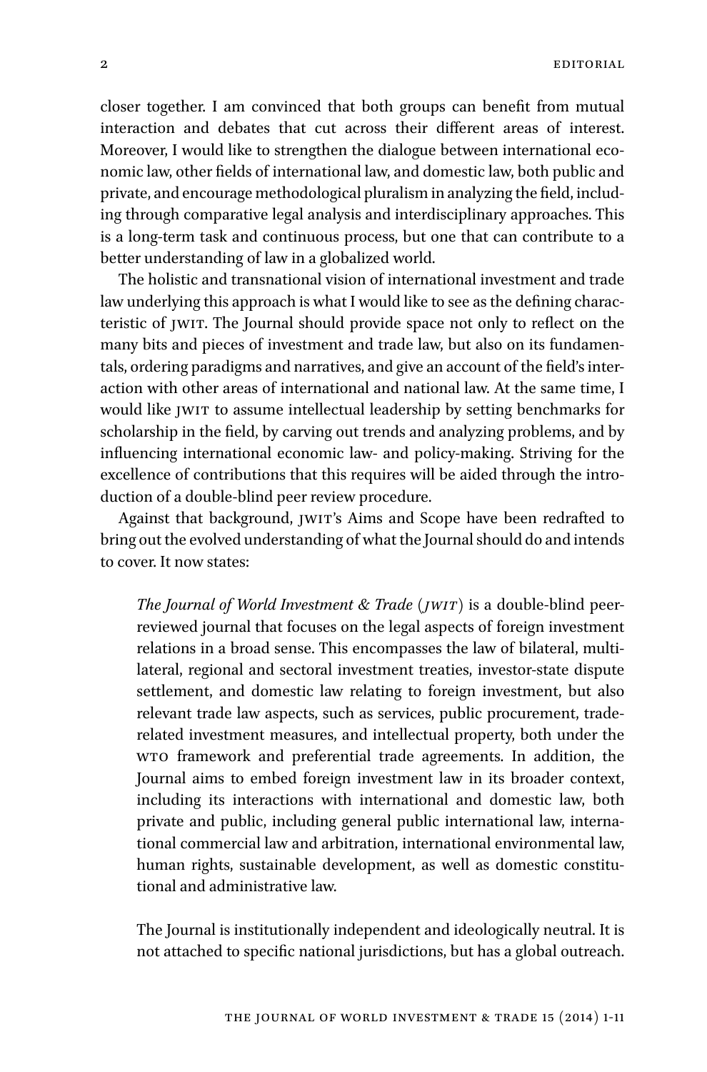closer together. I am convinced that both groups can benefit from mutual interaction and debates that cut across their different areas of interest. Moreover, I would like to strengthen the dialogue between international economic law, other fields of international law, and domestic law, both public and private, and encourage methodological pluralism in analyzing the field, including through comparative legal analysis and interdisciplinary approaches. This is a long-term task and continuous process, but one that can contribute to a better understanding of law in a globalized world.

The holistic and transnational vision of international investment and trade law underlying this approach is what I would like to see as the defining characteristic of JWIT. The Journal should provide space not only to reflect on the many bits and pieces of investment and trade law, but also on its fundamentals, ordering paradigms and narratives, and give an account of the field's interaction with other areas of international and national law. At the same time, I would like JWIT to assume intellectual leadership by setting benchmarks for scholarship in the field, by carving out trends and analyzing problems, and by influencing international economic law- and policy-making. Striving for the excellence of contributions that this requires will be aided through the introduction of a double-blind peer review procedure.

Against that background, JWIT's Aims and Scope have been redrafted to bring out the evolved understanding of what the Journal should do and intends to cover. It now states:

> *The Journal of World Investment & Trade* (*JWIT*) is a double-blind peer-reviewed journal that focuses on the legal aspects of foreign investment relations in a broad sense. This encompasses the law of bilateral, multilateral, regional and sectoral investment treaties, investor-state dispute settlement, and domestic law relating to foreign investment, but also relevant trade law aspects, such as services, public procurement, trade-related investment measures, and intellectual property, both under the WTO framework and preferential trade agreements. In addition, the Journal aims to embed foreign investment law in its broader context, including its interactions with international and domestic law, both private and public, including general public international law, international commercial law and arbitration, international environmental law, human rights, sustainable development, as well as domestic constitutional and administrative law.
>
> The Journal is institutionally independent and ideologically neutral. It is not attached to specific national jurisdictions, but has a global outreach.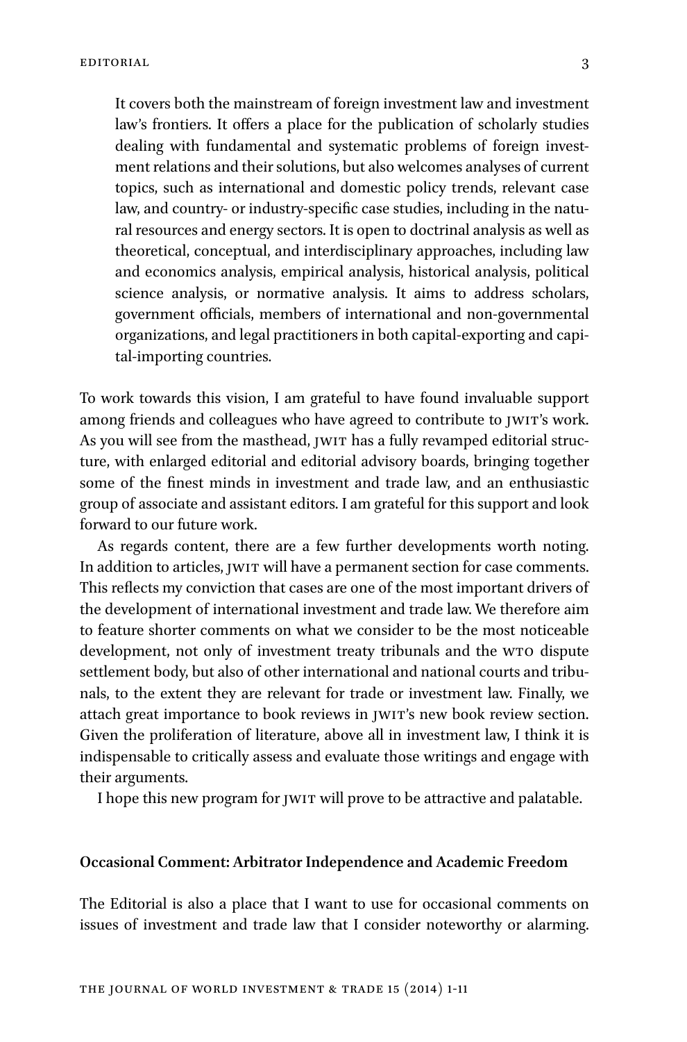> It covers both the mainstream of foreign investment law and investment law's frontiers. It offers a place for the publication of scholarly studies dealing with fundamental and systematic problems of foreign investment relations and their solutions, but also welcomes analyses of current topics, such as international and domestic policy trends, relevant case law, and country- or industry-specific case studies, including in the natural resources and energy sectors. It is open to doctrinal analysis as well as theoretical, conceptual, and interdisciplinary approaches, including law and economics analysis, empirical analysis, historical analysis, political science analysis, or normative analysis. It aims to address scholars, government officials, members of international and non-governmental organizations, and legal practitioners in both capital-exporting and capital-importing countries.

To work towards this vision, I am grateful to have found invaluable support among friends and colleagues who have agreed to contribute to JWIT's work. As you will see from the masthead, JWIT has a fully revamped editorial structure, with enlarged editorial and editorial advisory boards, bringing together some of the finest minds in investment and trade law, and an enthusiastic group of associate and assistant editors. I am grateful for this support and look forward to our future work.

As regards content, there are a few further developments worth noting. In addition to articles, JWIT will have a permanent section for case comments. This reflects my conviction that cases are one of the most important drivers of the development of international investment and trade law. We therefore aim to feature shorter comments on what we consider to be the most noticeable development, not only of investment treaty tribunals and the WTO dispute settlement body, but also of other international and national courts and tribunals, to the extent they are relevant for trade or investment law. Finally, we attach great importance to book reviews in JWIT's new book review section. Given the proliferation of literature, above all in investment law, I think it is indispensable to critically assess and evaluate those writings and engage with their arguments.

I hope this new program for JWIT will prove to be attractive and palatable.

## Occasional Comment: Arbitrator Independence and Academic Freedom

The Editorial is also a place that I want to use for occasional comments on issues of investment and trade law that I consider noteworthy or alarming.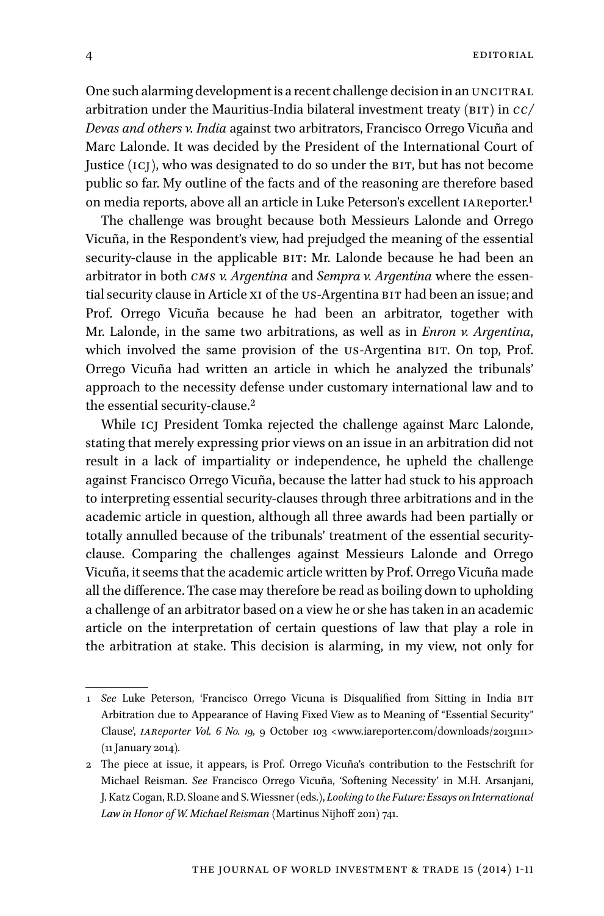One such alarming development is a recent challenge decision in an UNCITRAL arbitration under the Mauritius-India bilateral investment treaty (BIT) in *CC/Devas and others v. India* against two arbitrators, Francisco Orrego Vicuña and Marc Lalonde. It was decided by the President of the International Court of Justice (ICJ), who was designated to do so under the BIT, but has not become public so far. My outline of the facts and of the reasoning are therefore based on media reports, above all an article in Luke Peterson's excellent IAReporter.[1]

The challenge was brought because both Messieurs Lalonde and Orrego Vicuña, in the Respondent's view, had prejudged the meaning of the essential security-clause in the applicable BIT: Mr. Lalonde because he had been an arbitrator in both *CMS v. Argentina* and *Sempra v. Argentina* where the essential security clause in Article XI of the US-Argentina BIT had been an issue; and Prof. Orrego Vicuña because he had been an arbitrator, together with Mr. Lalonde, in the same two arbitrations, as well as in *Enron v. Argentina*, which involved the same provision of the US-Argentina BIT. On top, Prof. Orrego Vicuña had written an article in which he analyzed the tribunals' approach to the necessity defense under customary international law and to the essential security-clause.[2]

While ICJ President Tomka rejected the challenge against Marc Lalonde, stating that merely expressing prior views on an issue in an arbitration did not result in a lack of impartiality or independence, he upheld the challenge against Francisco Orrego Vicuña, because the latter had stuck to his approach to interpreting essential security-clauses through three arbitrations and in the academic article in question, although all three awards had been partially or totally annulled because of the tribunals' treatment of the essential security-clause. Comparing the challenges against Messieurs Lalonde and Orrego Vicuña, it seems that the academic article written by Prof. Orrego Vicuña made all the difference. The case may therefore be read as boiling down to upholding a challenge of an arbitrator based on a view he or she has taken in an academic article on the interpretation of certain questions of law that play a role in the arbitration at stake. This decision is alarming, in my view, not only for

---

1 *See* Luke Peterson, 'Francisco Orrego Vicuna is Disqualified from Sitting in India BIT Arbitration due to Appearance of Having Fixed View as to Meaning of "Essential Security" Clause', *IAReporter Vol. 6 No. 19,* 9 October 103 <www.iareporter.com/downloads/20131111> (11 January 2014).

2 The piece at issue, it appears, is Prof. Orrego Vicuña's contribution to the Festschrift for Michael Reisman. *See* Francisco Orrego Vicuña, 'Softening Necessity' in M.H. Arsanjani, J. Katz Cogan, R.D. Sloane and S. Wiessner (eds.), *Looking to the Future: Essays on International Law in Honor of W. Michael Reisman* (Martinus Nijhoff 2011) 741.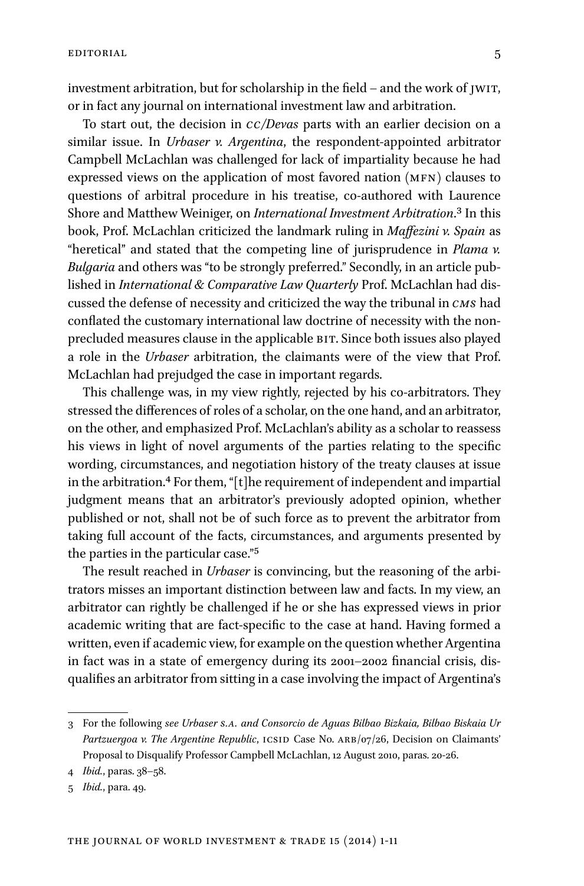investment arbitration, but for scholarship in the field – and the work of JWIT, or in fact any journal on international investment law and arbitration.

To start out, the decision in *CC/Devas* parts with an earlier decision on a similar issue. In *Urbaser v. Argentina*, the respondent-appointed arbitrator Campbell McLachlan was challenged for lack of impartiality because he had expressed views on the application of most favored nation (MFN) clauses to questions of arbitral procedure in his treatise, co-authored with Laurence Shore and Matthew Weiniger, on *International Investment Arbitration*.[3] In this book, Prof. McLachlan criticized the landmark ruling in *Maffezini v. Spain* as "heretical" and stated that the competing line of jurisprudence in *Plama v. Bulgaria* and others was "to be strongly preferred." Secondly, in an article published in *International & Comparative Law Quarterly* Prof. McLachlan had discussed the defense of necessity and criticized the way the tribunal in *CMS* had conflated the customary international law doctrine of necessity with the non-precluded measures clause in the applicable BIT. Since both issues also played a role in the *Urbaser* arbitration, the claimants were of the view that Prof. McLachlan had prejudged the case in important regards.

This challenge was, in my view rightly, rejected by his co-arbitrators. They stressed the differences of roles of a scholar, on the one hand, and an arbitrator, on the other, and emphasized Prof. McLachlan's ability as a scholar to reassess his views in light of novel arguments of the parties relating to the specific wording, circumstances, and negotiation history of the treaty clauses at issue in the arbitration.[4] For them, "[t]he requirement of independent and impartial judgment means that an arbitrator's previously adopted opinion, whether published or not, shall not be of such force as to prevent the arbitrator from taking full account of the facts, circumstances, and arguments presented by the parties in the particular case."[5]

The result reached in *Urbaser* is convincing, but the reasoning of the arbitrators misses an important distinction between law and facts. In my view, an arbitrator can rightly be challenged if he or she has expressed views in prior academic writing that are fact-specific to the case at hand. Having formed a written, even if academic view, for example on the question whether Argentina in fact was in a state of emergency during its 2001–2002 financial crisis, disqualifies an arbitrator from sitting in a case involving the impact of Argentina's

---

3 For the following *see Urbaser S.A. and Consorcio de Aguas Bilbao Bizkaia, Bilbao Biskaia Ur Partzuergoa v. The Argentine Republic*, ICSID Case No. ARB/07/26, Decision on Claimants' Proposal to Disqualify Professor Campbell McLachlan, 12 August 2010, paras. 20-26.

4 *Ibid.*, paras. 38–58.

5 *Ibid.*, para. 49.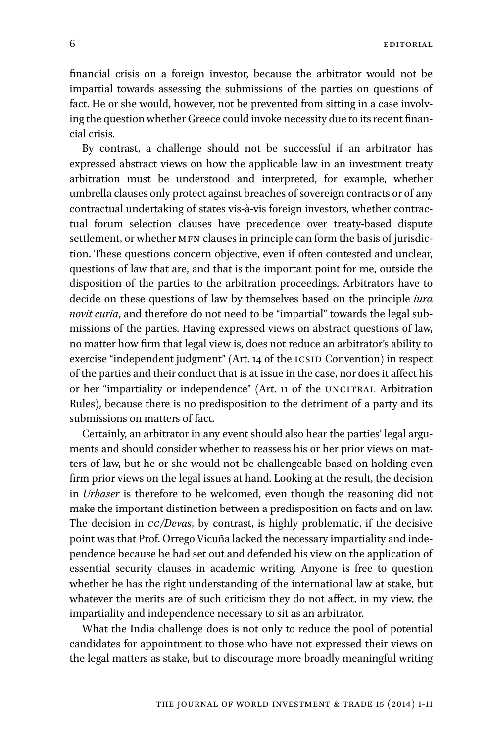financial crisis on a foreign investor, because the arbitrator would not be impartial towards assessing the submissions of the parties on questions of fact. He or she would, however, not be prevented from sitting in a case involving the question whether Greece could invoke necessity due to its recent financial crisis.

By contrast, a challenge should not be successful if an arbitrator has expressed abstract views on how the applicable law in an investment treaty arbitration must be understood and interpreted, for example, whether umbrella clauses only protect against breaches of sovereign contracts or of any contractual undertaking of states vis-à-vis foreign investors, whether contractual forum selection clauses have precedence over treaty-based dispute settlement, or whether MFN clauses in principle can form the basis of jurisdiction. These questions concern objective, even if often contested and unclear, questions of law that are, and that is the important point for me, outside the disposition of the parties to the arbitration proceedings. Arbitrators have to decide on these questions of law by themselves based on the principle *iura novit curia*, and therefore do not need to be "impartial" towards the legal submissions of the parties. Having expressed views on abstract questions of law, no matter how firm that legal view is, does not reduce an arbitrator's ability to exercise "independent judgment" (Art. 14 of the ICSID Convention) in respect of the parties and their conduct that is at issue in the case, nor does it affect his or her "impartiality or independence" (Art. 11 of the UNCITRAL Arbitration Rules), because there is no predisposition to the detriment of a party and its submissions on matters of fact.

Certainly, an arbitrator in any event should also hear the parties' legal arguments and should consider whether to reassess his or her prior views on matters of law, but he or she would not be challengeable based on holding even firm prior views on the legal issues at hand. Looking at the result, the decision in *Urbaser* is therefore to be welcomed, even though the reasoning did not make the important distinction between a predisposition on facts and on law. The decision in *CC/Devas*, by contrast, is highly problematic, if the decisive point was that Prof. Orrego Vicuña lacked the necessary impartiality and independence because he had set out and defended his view on the application of essential security clauses in academic writing. Anyone is free to question whether he has the right understanding of the international law at stake, but whatever the merits are of such criticism they do not affect, in my view, the impartiality and independence necessary to sit as an arbitrator.

What the India challenge does is not only to reduce the pool of potential candidates for appointment to those who have not expressed their views on the legal matters as stake, but to discourage more broadly meaningful writing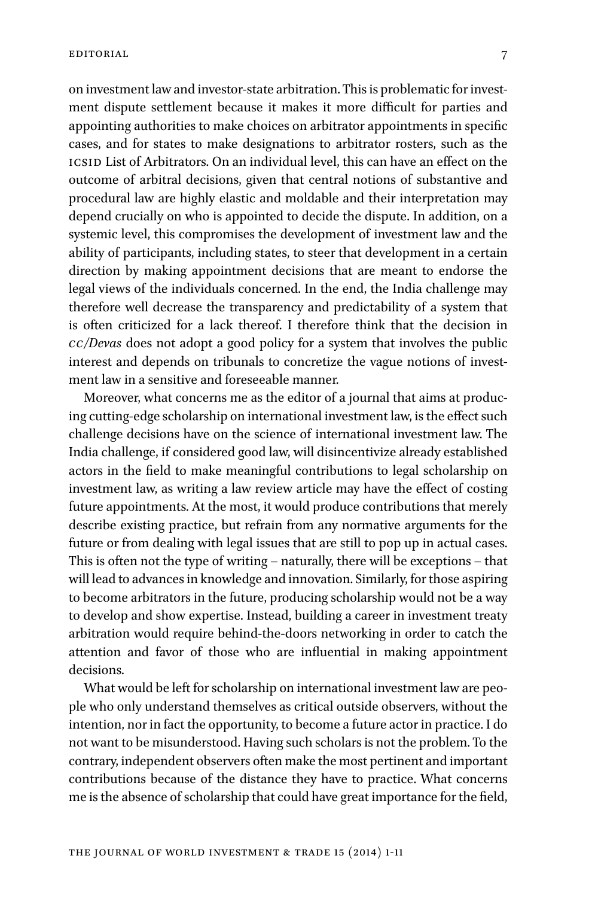on investment law and investor-state arbitration. This is problematic for investment dispute settlement because it makes it more difficult for parties and appointing authorities to make choices on arbitrator appointments in specific cases, and for states to make designations to arbitrator rosters, such as the ICSID List of Arbitrators. On an individual level, this can have an effect on the outcome of arbitral decisions, given that central notions of substantive and procedural law are highly elastic and moldable and their interpretation may depend crucially on who is appointed to decide the dispute. In addition, on a systemic level, this compromises the development of investment law and the ability of participants, including states, to steer that development in a certain direction by making appointment decisions that are meant to endorse the legal views of the individuals concerned. In the end, the India challenge may therefore well decrease the transparency and predictability of a system that is often criticized for a lack thereof. I therefore think that the decision in *CC/Devas* does not adopt a good policy for a system that involves the public interest and depends on tribunals to concretize the vague notions of investment law in a sensitive and foreseeable manner.

Moreover, what concerns me as the editor of a journal that aims at producing cutting-edge scholarship on international investment law, is the effect such challenge decisions have on the science of international investment law. The India challenge, if considered good law, will disincentivize already established actors in the field to make meaningful contributions to legal scholarship on investment law, as writing a law review article may have the effect of costing future appointments. At the most, it would produce contributions that merely describe existing practice, but refrain from any normative arguments for the future or from dealing with legal issues that are still to pop up in actual cases. This is often not the type of writing – naturally, there will be exceptions – that will lead to advances in knowledge and innovation. Similarly, for those aspiring to become arbitrators in the future, producing scholarship would not be a way to develop and show expertise. Instead, building a career in investment treaty arbitration would require behind-the-doors networking in order to catch the attention and favor of those who are influential in making appointment decisions.

What would be left for scholarship on international investment law are people who only understand themselves as critical outside observers, without the intention, nor in fact the opportunity, to become a future actor in practice. I do not want to be misunderstood. Having such scholars is not the problem. To the contrary, independent observers often make the most pertinent and important contributions because of the distance they have to practice. What concerns me is the absence of scholarship that could have great importance for the field,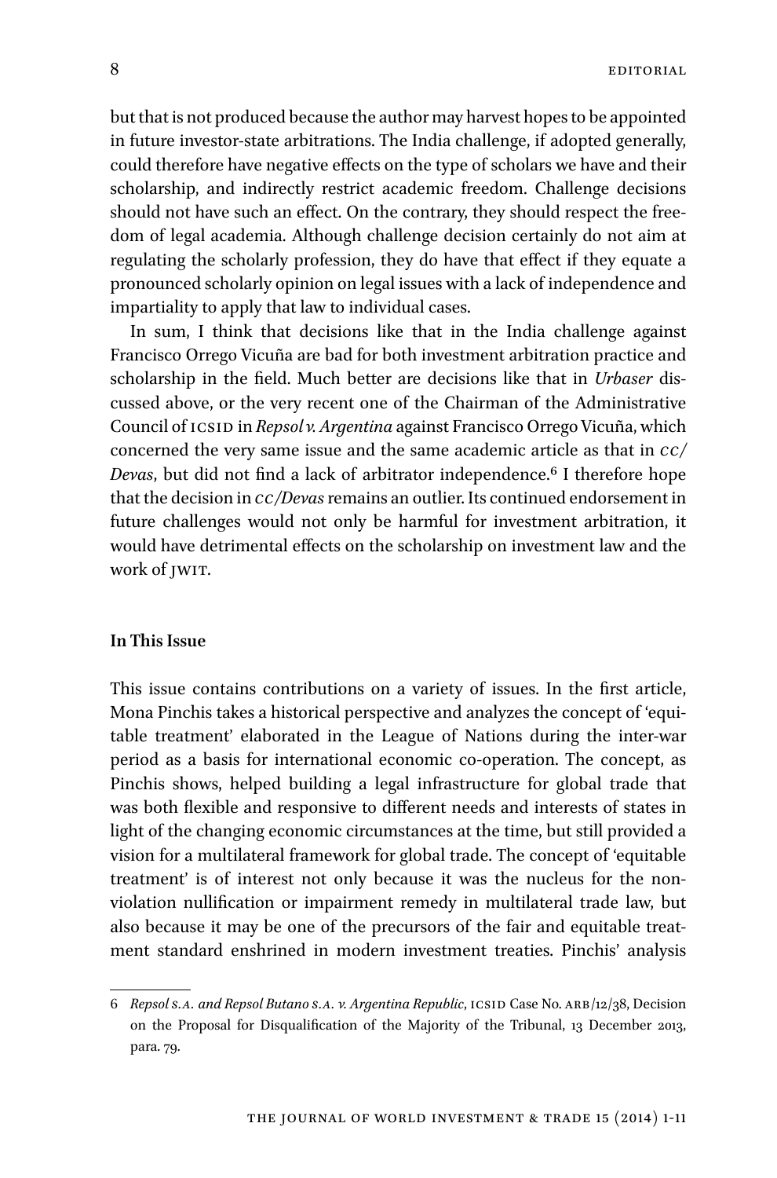but that is not produced because the author may harvest hopes to be appointed in future investor-state arbitrations. The India challenge, if adopted generally, could therefore have negative effects on the type of scholars we have and their scholarship, and indirectly restrict academic freedom. Challenge decisions should not have such an effect. On the contrary, they should respect the freedom of legal academia. Although challenge decision certainly do not aim at regulating the scholarly profession, they do have that effect if they equate a pronounced scholarly opinion on legal issues with a lack of independence and impartiality to apply that law to individual cases.

In sum, I think that decisions like that in the India challenge against Francisco Orrego Vicuña are bad for both investment arbitration practice and scholarship in the field. Much better are decisions like that in *Urbaser* discussed above, or the very recent one of the Chairman of the Administrative Council of ICSID in *Repsol v. Argentina* against Francisco Orrego Vicuña, which concerned the very same issue and the same academic article as that in *CC/Devas*, but did not find a lack of arbitrator independence.[6] I therefore hope that the decision in *CC/Devas* remains an outlier. Its continued endorsement in future challenges would not only be harmful for investment arbitration, it would have detrimental effects on the scholarship on investment law and the work of JWIT.

## In This Issue

This issue contains contributions on a variety of issues. In the first article, Mona Pinchis takes a historical perspective and analyzes the concept of 'equitable treatment' elaborated in the League of Nations during the inter-war period as a basis for international economic co-operation. The concept, as Pinchis shows, helped building a legal infrastructure for global trade that was both flexible and responsive to different needs and interests of states in light of the changing economic circumstances at the time, but still provided a vision for a multilateral framework for global trade. The concept of 'equitable treatment' is of interest not only because it was the nucleus for the non-violation nullification or impairment remedy in multilateral trade law, but also because it may be one of the precursors of the fair and equitable treatment standard enshrined in modern investment treaties. Pinchis' analysis

---

6 *Repsol S.A. and Repsol Butano S.A. v. Argentina Republic*, ICSID Case No. ARB/12/38, Decision on the Proposal for Disqualification of the Majority of the Tribunal, 13 December 2013, para. 79.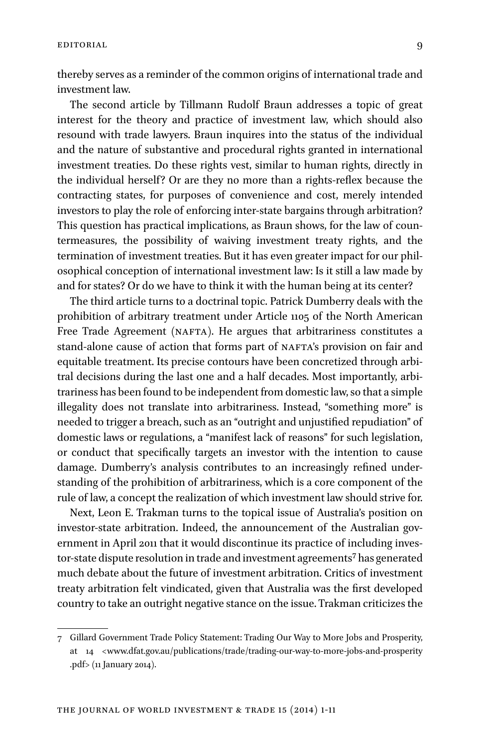thereby serves as a reminder of the common origins of international trade and investment law.

The second article by Tillmann Rudolf Braun addresses a topic of great interest for the theory and practice of investment law, which should also resound with trade lawyers. Braun inquires into the status of the individual and the nature of substantive and procedural rights granted in international investment treaties. Do these rights vest, similar to human rights, directly in the individual herself? Or are they no more than a rights-reflex because the contracting states, for purposes of convenience and cost, merely intended investors to play the role of enforcing inter-state bargains through arbitration? This question has practical implications, as Braun shows, for the law of countermeasures, the possibility of waiving investment treaty rights, and the termination of investment treaties. But it has even greater impact for our philosophical conception of international investment law: Is it still a law made by and for states? Or do we have to think it with the human being at its center?

The third article turns to a doctrinal topic. Patrick Dumberry deals with the prohibition of arbitrary treatment under Article 1105 of the North American Free Trade Agreement (NAFTA). He argues that arbitrariness constitutes a stand-alone cause of action that forms part of NAFTA's provision on fair and equitable treatment. Its precise contours have been concretized through arbitral decisions during the last one and a half decades. Most importantly, arbitrariness has been found to be independent from domestic law, so that a simple illegality does not translate into arbitrariness. Instead, "something more" is needed to trigger a breach, such as an "outright and unjustified repudiation" of domestic laws or regulations, a "manifest lack of reasons" for such legislation, or conduct that specifically targets an investor with the intention to cause damage. Dumberry's analysis contributes to an increasingly refined understanding of the prohibition of arbitrariness, which is a core component of the rule of law, a concept the realization of which investment law should strive for.

Next, Leon E. Trakman turns to the topical issue of Australia's position on investor-state arbitration. Indeed, the announcement of the Australian government in April 2011 that it would discontinue its practice of including investor-state dispute resolution in trade and investment agreements[7] has generated much debate about the future of investment arbitration. Critics of investment treaty arbitration felt vindicated, given that Australia was the first developed country to take an outright negative stance on the issue. Trakman criticizes the

---

7 Gillard Government Trade Policy Statement: Trading Our Way to More Jobs and Prosperity, at 14 <www.dfat.gov.au/publications/trade/trading-our-way-to-more-jobs-and-prosperity.pdf> (11 January 2014).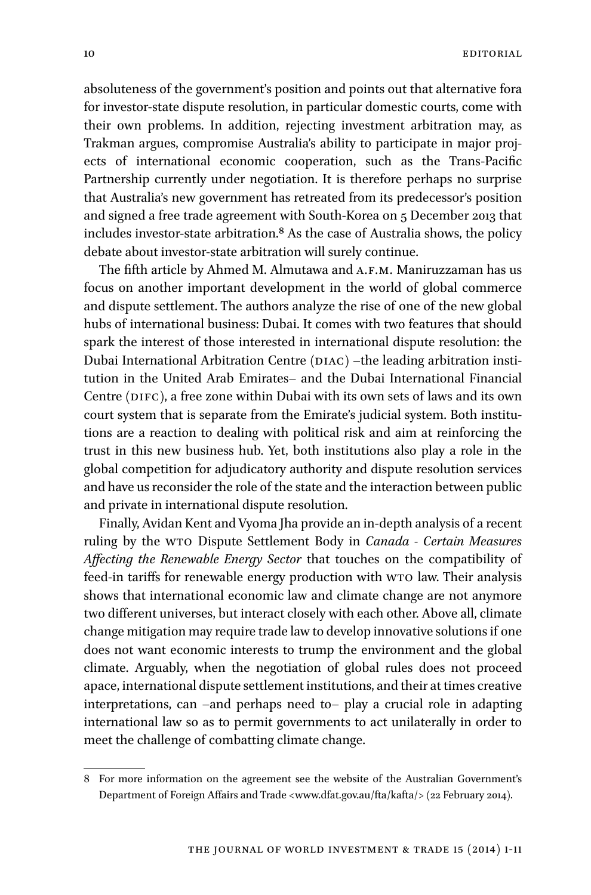absoluteness of the government's position and points out that alternative fora for investor-state dispute resolution, in particular domestic courts, come with their own problems. In addition, rejecting investment arbitration may, as Trakman argues, compromise Australia's ability to participate in major projects of international economic cooperation, such as the Trans-Pacific Partnership currently under negotiation. It is therefore perhaps no surprise that Australia's new government has retreated from its predecessor's position and signed a free trade agreement with South-Korea on 5 December 2013 that includes investor-state arbitration.[8] As the case of Australia shows, the policy debate about investor-state arbitration will surely continue.

The fifth article by Ahmed M. Almutawa and A.F.M. Maniruzzaman has us focus on another important development in the world of global commerce and dispute settlement. The authors analyze the rise of one of the new global hubs of international business: Dubai. It comes with two features that should spark the interest of those interested in international dispute resolution: the Dubai International Arbitration Centre (DIAC) –the leading arbitration institution in the United Arab Emirates– and the Dubai International Financial Centre (DIFC), a free zone within Dubai with its own sets of laws and its own court system that is separate from the Emirate's judicial system. Both institutions are a reaction to dealing with political risk and aim at reinforcing the trust in this new business hub. Yet, both institutions also play a role in the global competition for adjudicatory authority and dispute resolution services and have us reconsider the role of the state and the interaction between public and private in international dispute resolution.

Finally, Avidan Kent and Vyoma Jha provide an in-depth analysis of a recent ruling by the WTO Dispute Settlement Body in *Canada - Certain Measures Affecting the Renewable Energy Sector* that touches on the compatibility of feed-in tariffs for renewable energy production with WTO law. Their analysis shows that international economic law and climate change are not anymore two different universes, but interact closely with each other. Above all, climate change mitigation may require trade law to develop innovative solutions if one does not want economic interests to trump the environment and the global climate. Arguably, when the negotiation of global rules does not proceed apace, international dispute settlement institutions, and their at times creative interpretations, can –and perhaps need to– play a crucial role in adapting international law so as to permit governments to act unilaterally in order to meet the challenge of combatting climate change.

---

8 For more information on the agreement see the website of the Australian Government's Department of Foreign Affairs and Trade <www.dfat.gov.au/fta/kafta/> (22 February 2014).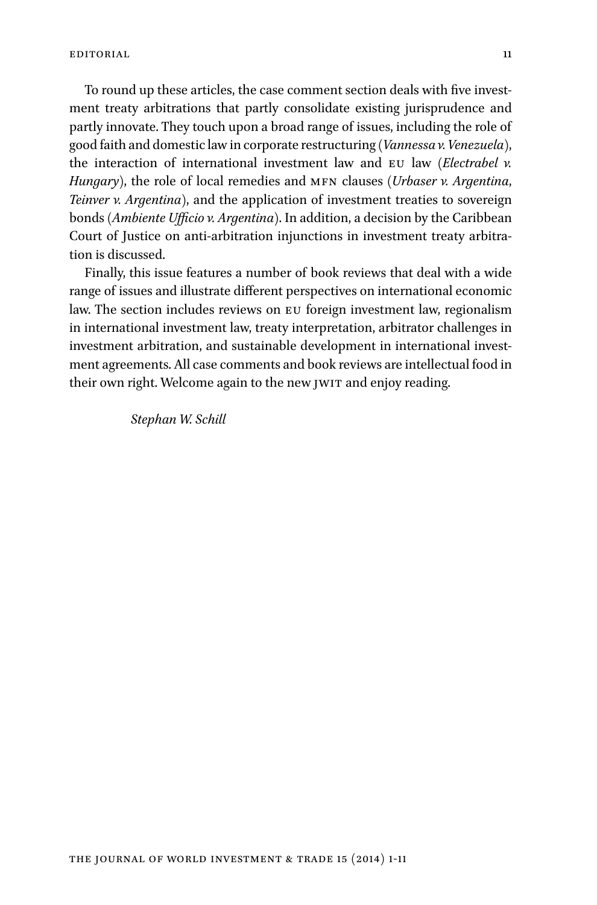To round up these articles, the case comment section deals with five investment treaty arbitrations that partly consolidate existing jurisprudence and partly innovate. They touch upon a broad range of issues, including the role of good faith and domestic law in corporate restructuring (*Vannessa v. Venezuela*), the interaction of international investment law and EU law (*Electrabel v. Hungary*), the role of local remedies and MFN clauses (*Urbaser v. Argentina*, *Teinver v. Argentina*), and the application of investment treaties to sovereign bonds (*Ambiente Ufficio v. Argentina*). In addition, a decision by the Caribbean Court of Justice on anti-arbitration injunctions in investment treaty arbitration is discussed.

Finally, this issue features a number of book reviews that deal with a wide range of issues and illustrate different perspectives on international economic law. The section includes reviews on EU foreign investment law, regionalism in international investment law, treaty interpretation, arbitrator challenges in investment arbitration, and sustainable development in international investment agreements. All case comments and book reviews are intellectual food in their own right. Welcome again to the new JWIT and enjoy reading.

*Stephan W. Schill*